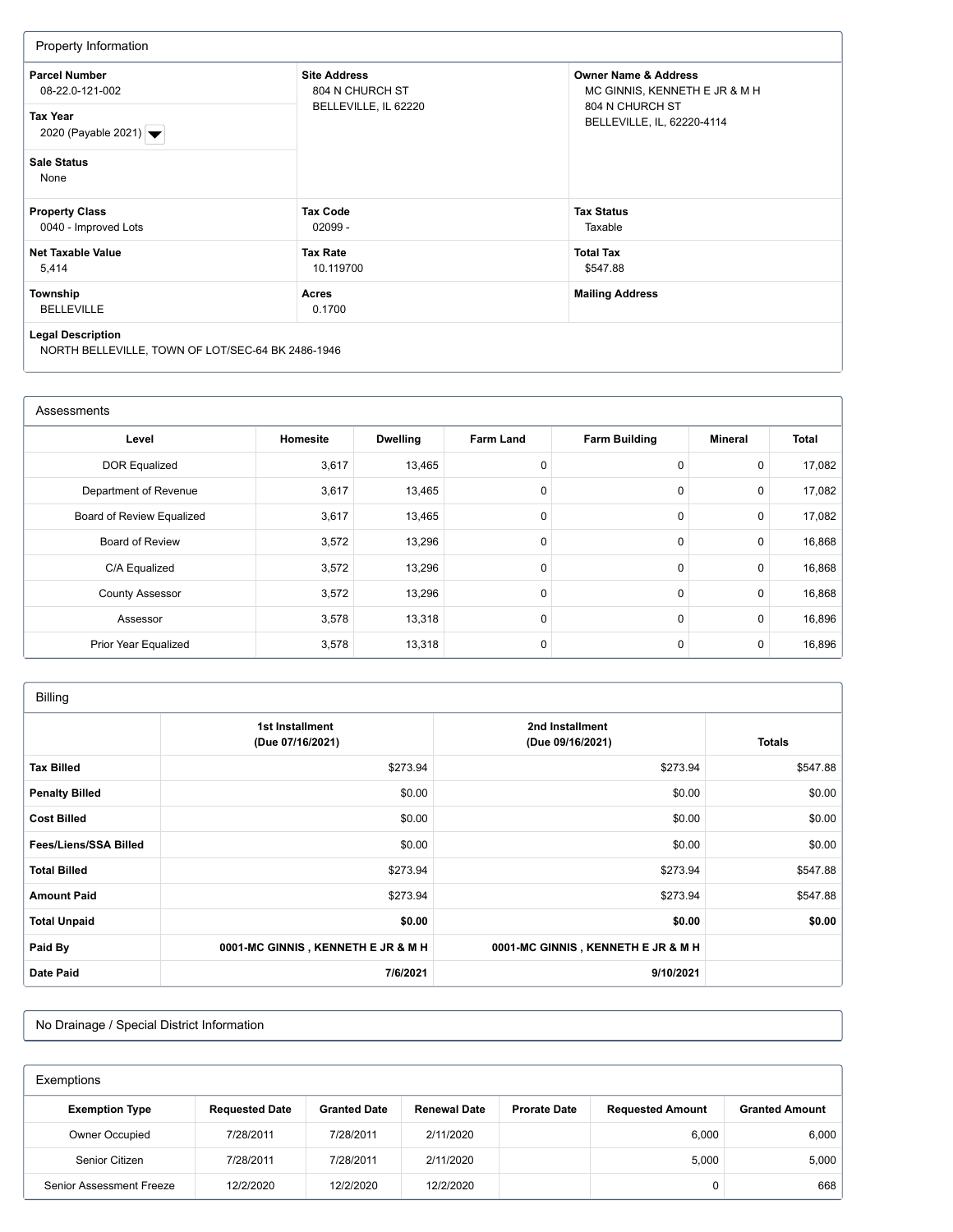## Property Information

| | | |
|---|---|---|
| **Parcel Number**<br>08-22.0-121-002 | **Site Address**<br>804 N CHURCH ST<br>BELLEVILLE, IL 62220 | **Owner Name & Address**<br>MC GINNIS, KENNETH E JR & M H<br>804 N CHURCH ST<br>BELLEVILLE, IL, 62220-4114 |
| **Tax Year**<br>2020 (Payable 2021) | | |
| **Sale Status**<br>None | | |
| **Property Class**<br>0040 - Improved Lots | **Tax Code**<br>02099 - | **Tax Status**<br>Taxable |
| **Net Taxable Value**<br>5,414 | **Tax Rate**<br>10.119700 | **Total Tax**<br>$547.88 |
| **Township**<br>BELLEVILLE | **Acres**<br>0.1700 | **Mailing Address** |

**Legal Description**
NORTH BELLEVILLE, TOWN OF LOT/SEC-64 BK 2486-1946

## Assessments

| Level | Homesite | Dwelling | Farm Land | Farm Building | Mineral | Total |
|---|---|---|---|---|---|---|
| DOR Equalized | 3,617 | 13,465 | 0 | 0 | 0 | 17,082 |
| Department of Revenue | 3,617 | 13,465 | 0 | 0 | 0 | 17,082 |
| Board of Review Equalized | 3,617 | 13,465 | 0 | 0 | 0 | 17,082 |
| Board of Review | 3,572 | 13,296 | 0 | 0 | 0 | 16,868 |
| C/A Equalized | 3,572 | 13,296 | 0 | 0 | 0 | 16,868 |
| County Assessor | 3,572 | 13,296 | 0 | 0 | 0 | 16,868 |
| Assessor | 3,578 | 13,318 | 0 | 0 | 0 | 16,896 |
| Prior Year Equalized | 3,578 | 13,318 | 0 | 0 | 0 | 16,896 |

## Billing

| | 1st Installment (Due 07/16/2021) | 2nd Installment (Due 09/16/2021) | Totals |
|---|---|---|---|
| **Tax Billed** | $273.94 | $273.94 | $547.88 |
| **Penalty Billed** | $0.00 | $0.00 | $0.00 |
| **Cost Billed** | $0.00 | $0.00 | $0.00 |
| **Fees/Liens/SSA Billed** | $0.00 | $0.00 | $0.00 |
| **Total Billed** | $273.94 | $273.94 | $547.88 |
| **Amount Paid** | $273.94 | $273.94 | $547.88 |
| **Total Unpaid** | **$0.00** | **$0.00** | **$0.00** |
| **Paid By** | **0001-MC GINNIS , KENNETH E JR & M H** | **0001-MC GINNIS , KENNETH E JR & M H** | |
| **Date Paid** | **7/6/2021** | **9/10/2021** | |

## No Drainage / Special District Information

## Exemptions

| Exemption Type | Requested Date | Granted Date | Renewal Date | Prorate Date | Requested Amount | Granted Amount |
|---|---|---|---|---|---|---|
| Owner Occupied | 7/28/2011 | 7/28/2011 | 2/11/2020 | | 6,000 | 6,000 |
| Senior Citizen | 7/28/2011 | 7/28/2011 | 2/11/2020 | | 5,000 | 5,000 |
| Senior Assessment Freeze | 12/2/2020 | 12/2/2020 | 12/2/2020 | | 0 | 668 |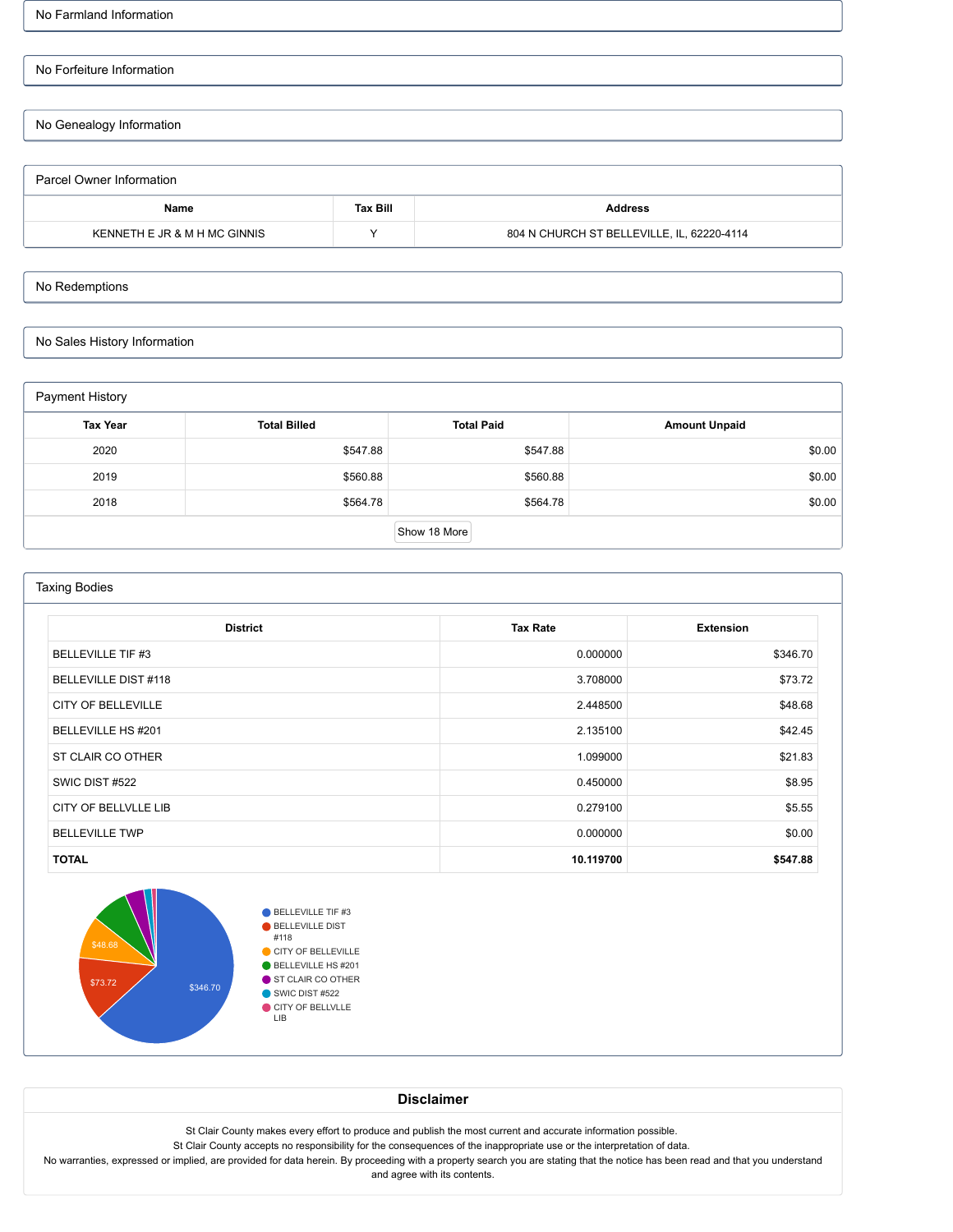No Farmland Information

No Forfeiture Information

No Genealogy Information

## Parcel Owner Information

| Name | Tax Bill | Address |
|---|---|---|
| KENNETH E JR & M H MC GINNIS | Y | 804 N CHURCH ST BELLEVILLE, IL, 62220-4114 |

No Redemptions

No Sales History Information

## Payment History

| Tax Year | Total Billed | Total Paid | Amount Unpaid |
|---|---|---|---|
| 2020 | $547.88 | $547.88 | $0.00 |
| 2019 | $560.88 | $560.88 | $0.00 |
| 2018 | $564.78 | $564.78 | $0.00 |

Show 18 More

## Taxing Bodies

| District | Tax Rate | Extension |
|---|---|---|
| BELLEVILLE TIF #3 | 0.000000 | $346.70 |
| BELLEVILLE DIST #118 | 3.708000 | $73.72 |
| CITY OF BELLEVILLE | 2.448500 | $48.68 |
| BELLEVILLE HS #201 | 2.135100 | $42.45 |
| ST CLAIR CO OTHER | 1.099000 | $21.83 |
| SWIC DIST #522 | 0.450000 | $8.95 |
| CITY OF BELLVLLE LIB | 0.279100 | $5.55 |
| BELLEVILLE TWP | 0.000000 | $0.00 |
| **TOTAL** | **10.119700** | **$547.88** |

$346.70 $73.72 $48.68

BELLEVILLE TIF #3
BELLEVILLE DIST #118
CITY OF BELLEVILLE
BELLEVILLE HS #201
ST CLAIR CO OTHER
SWIC DIST #522
CITY OF BELLVLLE LIB

## Disclaimer

St Clair County makes every effort to produce and publish the most current and accurate information possible.
St Clair County accepts no responsibility for the consequences of the inappropriate use or the interpretation of data.
No warranties, expressed or implied, are provided for data herein. By proceeding with a property search you are stating that the notice has been read and that you understand and agree with its contents.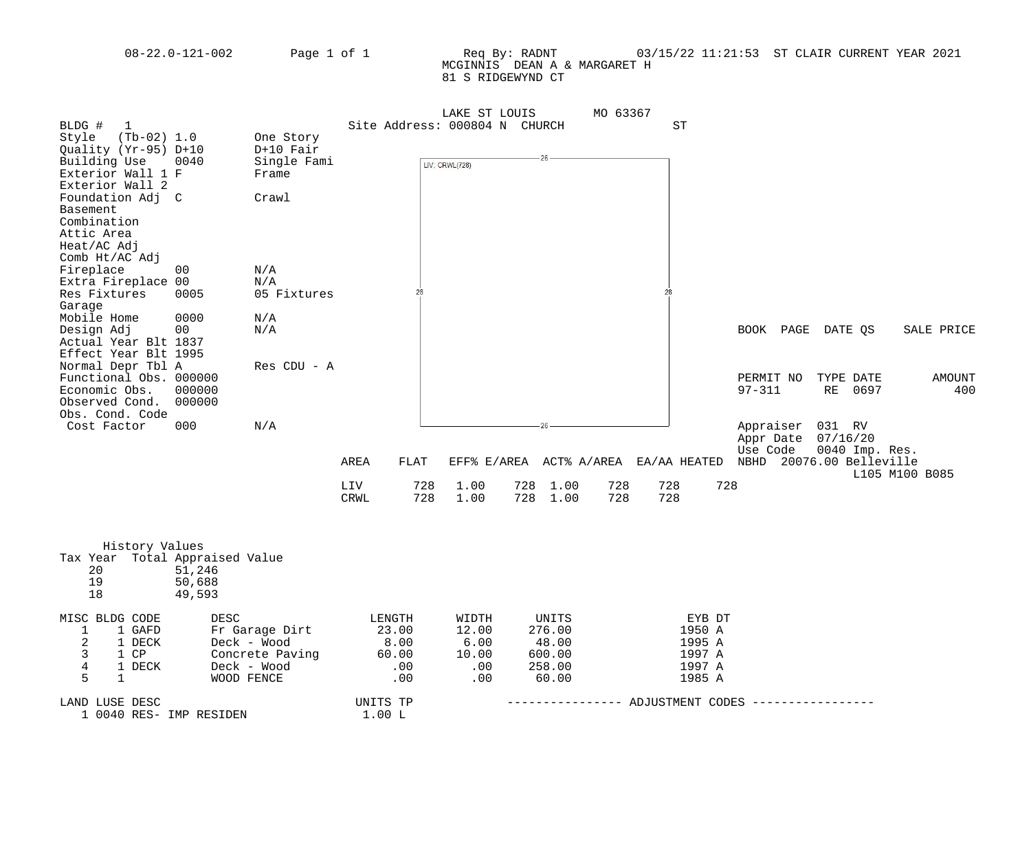08-22.0-121-002 Page 1 of 1 Req By: RADNT 03/15/22 11:21:53 ST CLAIR CURRENT YEAR 2021

MCGINNIS DEAN A & MARGARET H
81 S RIDGEWYND CT

LAKE ST LOUIS MO 63367

Site Address: 000804 N CHURCH ST

| Field | Code | Description |
|---|---|---|
| BLDG # | 1 | |
| Style (Tb-02) | 1.0 | One Story |
| Quality (Yr-95) | D+10 | D+10 Fair |
| Building Use | 0040 | Single Fami |
| Exterior Wall 1 | F | Frame |
| Exterior Wall 2 | | |
| Foundation Adj | C | Crawl |
| Basement | | |
| Combination | | |
| Attic Area | | |
| Heat/AC Adj | | |
| Comb Ht/AC Adj | | |
| Fireplace | 00 | N/A |
| Extra Fireplace | 00 | N/A |
| Res Fixtures | 0005 | 05 Fixtures |
| Garage | | |
| Mobile Home | 0000 | N/A |
| Design Adj | 00 | N/A |
| Actual Year Blt | 1837 | |
| Effect Year Blt | 1995 | |
| Normal Depr Tbl | A | Res CDU - A |
| Functional Obs. | 000000 | |
| Economic Obs. | 000000 | |
| Observed Cond. | 000000 | |
| Obs. Cond. Code | | |
| Cost Factor | 000 | N/A |

Sketch: LIV; CRWL(728) — 26 x 28

| BOOK | PAGE | DATE QS | SALE PRICE |
|---|---|---|---|
| | | | |

| PERMIT NO | TYPE | DATE | AMOUNT |
|---|---|---|---|
| 97-311 | RE | 0697 | 400 |

Appraiser 031 RV
Appr Date 07/16/20
Use Code 0040 Imp. Res.
NBHD 20076.00 Belleville
L105 M100 B085

| AREA | FLAT | EFF% | E/AREA | ACT% | A/AREA | EA/AA | HEATED |
|---|---|---|---|---|---|---|---|
| LIV | 728 | 1.00 | 728 | 1.00 | 728 | 728 | 728 |
| CRWL | 728 | 1.00 | 728 | 1.00 | 728 | 728 | |

History Values

| Tax Year | Total Appraised Value |
|---|---|
| 20 | 51,246 |
| 19 | 50,688 |
| 18 | 49,593 |

| MISC | BLDG | CODE | DESC | LENGTH | WIDTH | UNITS | EYB | DT |
|---|---|---|---|---|---|---|---|---|
| 1 | 1 | GAFD | Fr Garage Dirt | 23.00 | 12.00 | 276.00 | 1950 | A |
| 2 | 1 | DECK | Deck - Wood | 8.00 | 6.00 | 48.00 | 1995 | A |
| 3 | 1 | CP | Concrete Paving | 60.00 | 10.00 | 600.00 | 1997 | A |
| 4 | 1 | DECK | Deck - Wood | .00 | .00 | 258.00 | 1997 | A |
| 5 | 1 | | WOOD FENCE | .00 | .00 | 60.00 | 1985 | A |

| LAND | LUSE | DESC | UNITS | TP | ADJUSTMENT CODES |
|---|---|---|---|---|---|
| 1 | 0040 | RES- IMP RESIDEN | 1.00 | L | |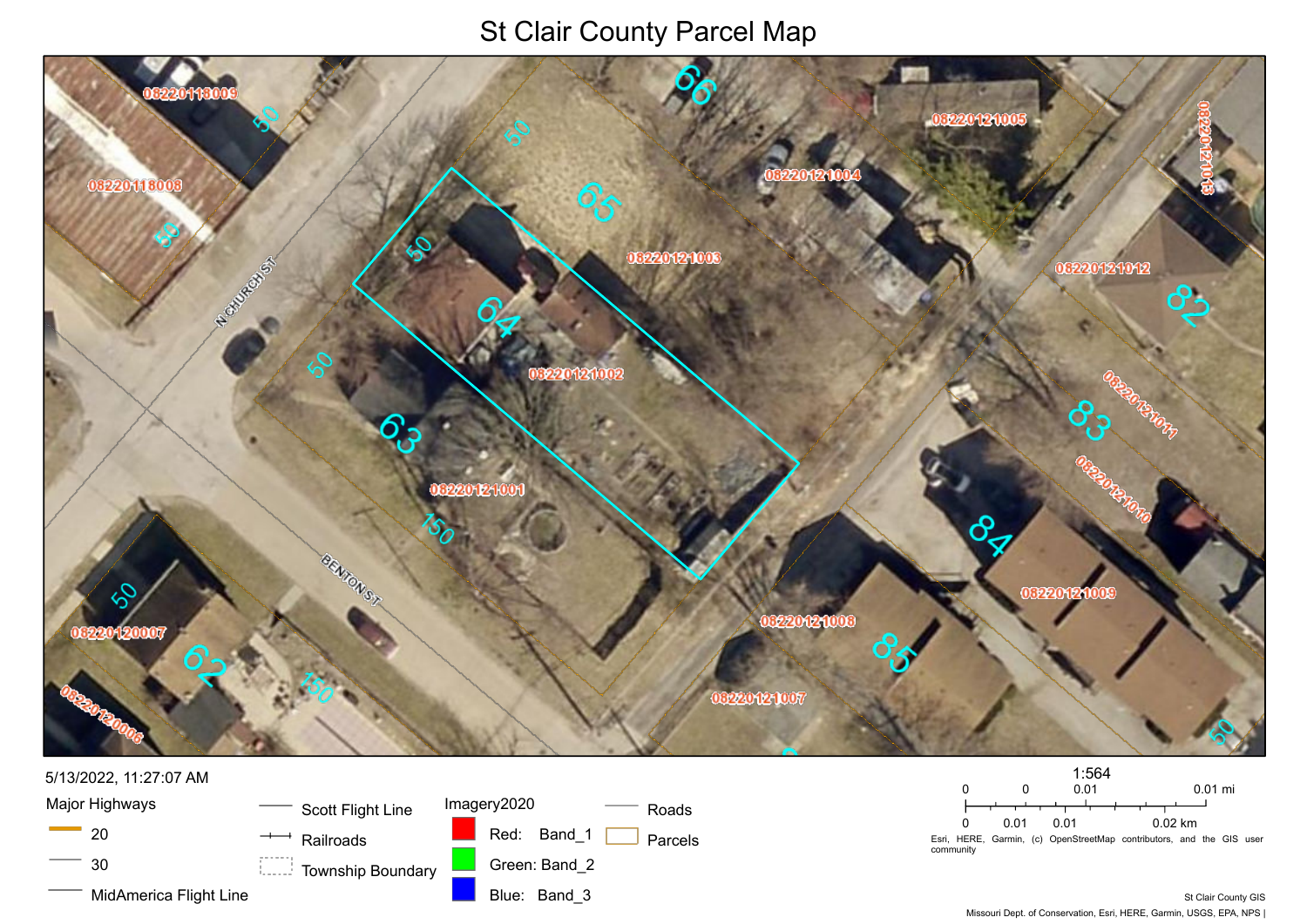# St Clair County Parcel Map

08220118009

08220118008

08220121005

08220121004

08220121003

08220121002

08220121001

08220121013

08220121012

08220121011

08220121010

08220121009

08220121008

08220121007

08220120007

08220120006

N CHURCH ST

BENTON ST

66 65 64 63 62 82 83 84 85

50 50 50 50 50 50 50 150 150 50

5/13/2022, 11:27:07 AM

Major Highways

20

30

MidAmerica Flight Line

Scott Flight Line

Railroads

Township Boundary

Imagery2020

Red: Band_1

Green: Band_2

Blue: Band_3

Roads

Parcels

1:564

0 0 0.01 0.01 mi

0 0.01 0.01 0.02 km

Esri, HERE, Garmin, (c) OpenStreetMap contributors, and the GIS user community

St Clair County GIS

Missouri Dept. of Conservation, Esri, HERE, Garmin, USGS, EPA, NPS |